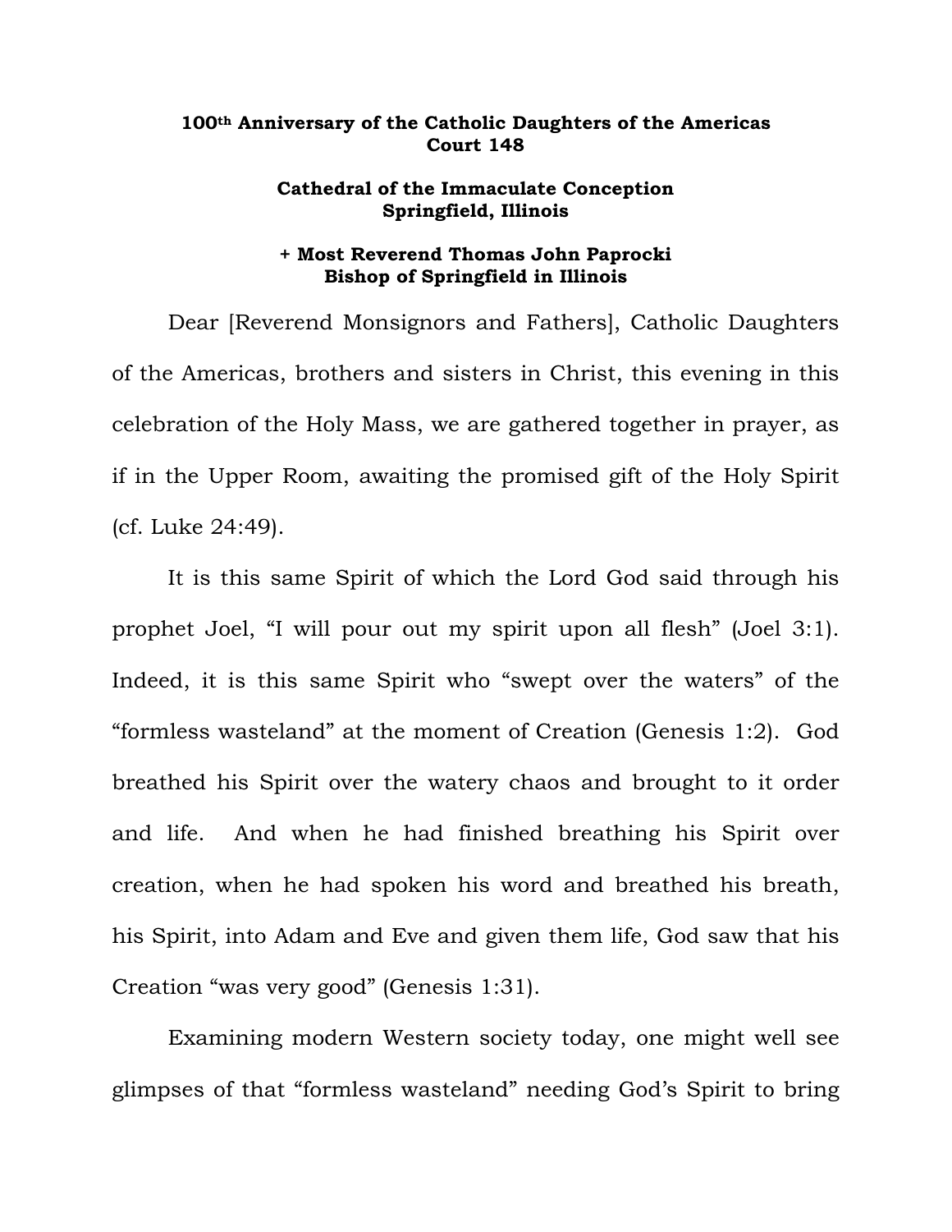**100th Anniversary of the Catholic Daughters of the Americas Court 148**

**Cathedral of the Immaculate Conception**
**Springfield, Illinois**

**+ Most Reverend Thomas John Paprocki**
**Bishop of Springfield in Illinois**

Dear [Reverend Monsignors and Fathers], Catholic Daughters of the Americas, brothers and sisters in Christ, this evening in this celebration of the Holy Mass, we are gathered together in prayer, as if in the Upper Room, awaiting the promised gift of the Holy Spirit (cf. Luke 24:49).

It is this same Spirit of which the Lord God said through his prophet Joel, "I will pour out my spirit upon all flesh" (Joel 3:1). Indeed, it is this same Spirit who "swept over the waters" of the "formless wasteland" at the moment of Creation (Genesis 1:2). God breathed his Spirit over the watery chaos and brought to it order and life. And when he had finished breathing his Spirit over creation, when he had spoken his word and breathed his breath, his Spirit, into Adam and Eve and given them life, God saw that his Creation "was very good" (Genesis 1:31).

Examining modern Western society today, one might well see glimpses of that "formless wasteland" needing God's Spirit to bring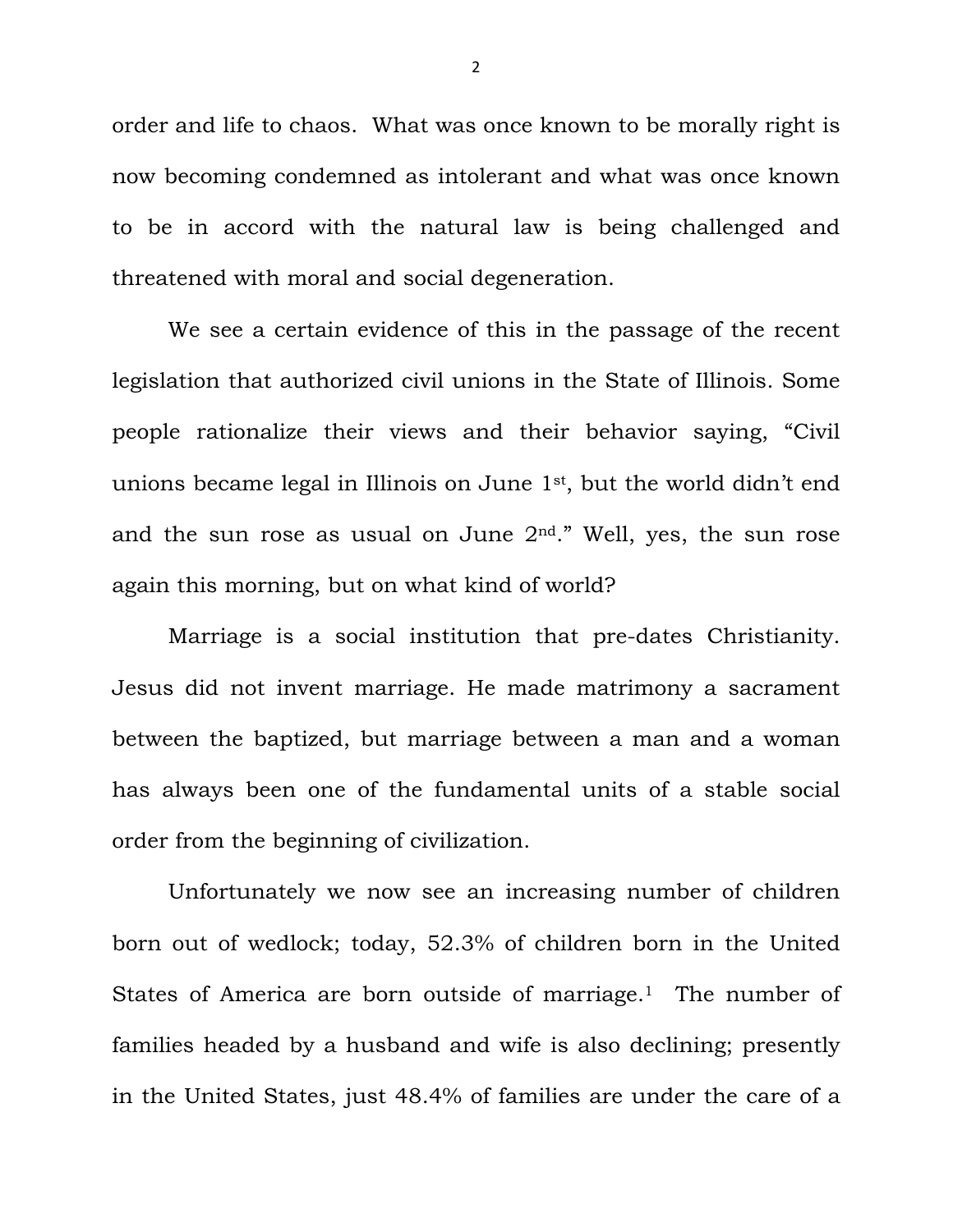order and life to chaos. What was once known to be morally right is now becoming condemned as intolerant and what was once known to be in accord with the natural law is being challenged and threatened with moral and social degeneration.

We see a certain evidence of this in the passage of the recent legislation that authorized civil unions in the State of Illinois. Some people rationalize their views and their behavior saying, "Civil unions became legal in Illinois on June 1st, but the world didn't end and the sun rose as usual on June 2nd." Well, yes, the sun rose again this morning, but on what kind of world?

Marriage is a social institution that pre-dates Christianity. Jesus did not invent marriage. He made matrimony a sacrament between the baptized, but marriage between a man and a woman has always been one of the fundamental units of a stable social order from the beginning of civilization.

Unfortunately we now see an increasing number of children born out of wedlock; today, 52.3% of children born in the United States of America are born outside of marriage.[1] The number of families headed by a husband and wife is also declining; presently in the United States, just 48.4% of families are under the care of a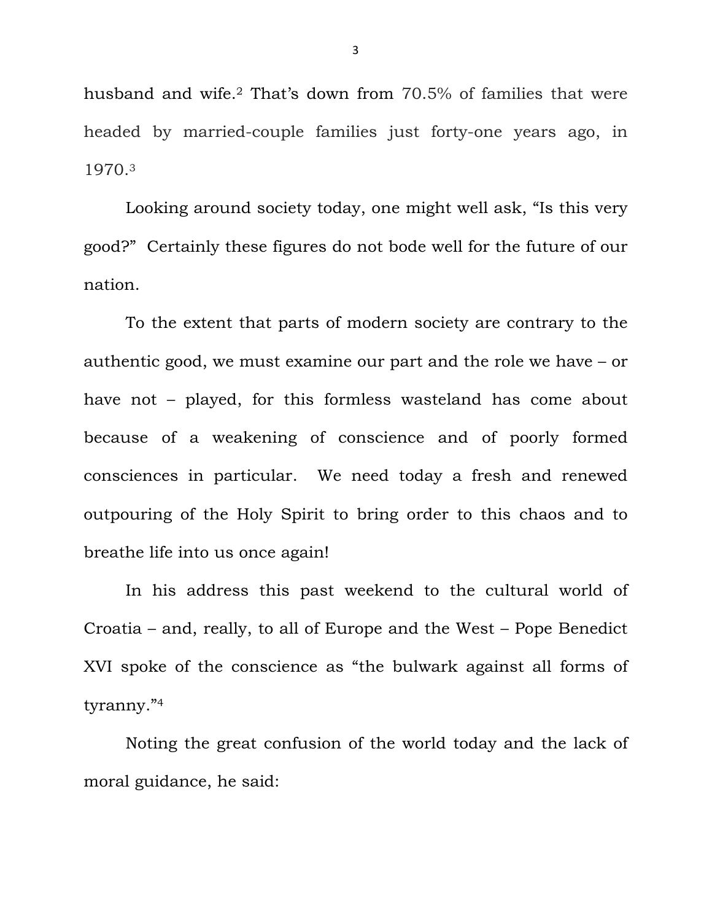husband and wife.[2] That's down from 70.5% of families that were headed by married-couple families just forty-one years ago, in 1970.[3]

Looking around society today, one might well ask, "Is this very good?" Certainly these figures do not bode well for the future of our nation.

To the extent that parts of modern society are contrary to the authentic good, we must examine our part and the role we have – or have not – played, for this formless wasteland has come about because of a weakening of conscience and of poorly formed consciences in particular. We need today a fresh and renewed outpouring of the Holy Spirit to bring order to this chaos and to breathe life into us once again!

In his address this past weekend to the cultural world of Croatia – and, really, to all of Europe and the West – Pope Benedict XVI spoke of the conscience as "the bulwark against all forms of tyranny."[4]

Noting the great confusion of the world today and the lack of moral guidance, he said: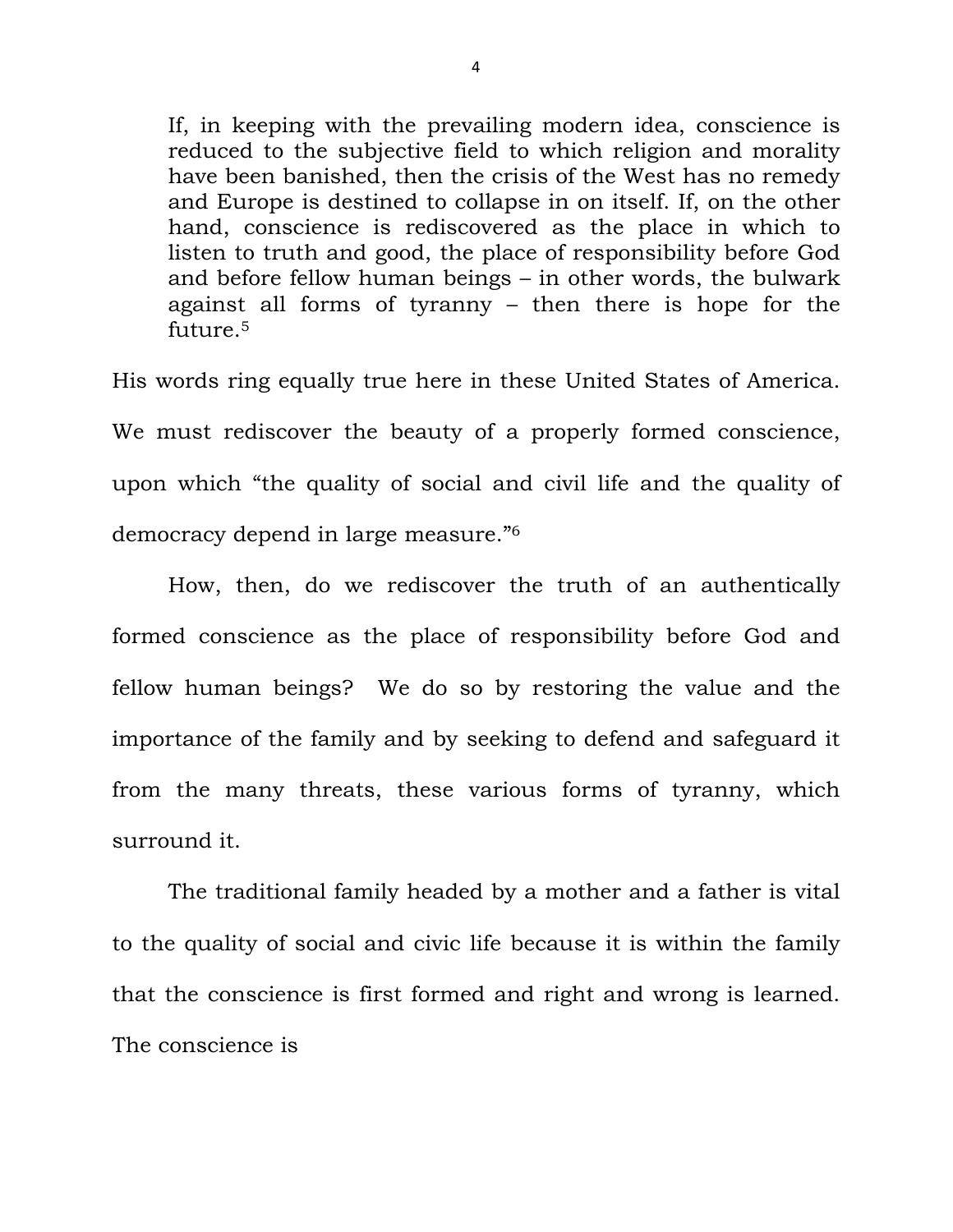> If, in keeping with the prevailing modern idea, conscience is reduced to the subjective field to which religion and morality have been banished, then the crisis of the West has no remedy and Europe is destined to collapse in on itself. If, on the other hand, conscience is rediscovered as the place in which to listen to truth and good, the place of responsibility before God and before fellow human beings – in other words, the bulwark against all forms of tyranny – then there is hope for the future.[5]

His words ring equally true here in these United States of America. We must rediscover the beauty of a properly formed conscience, upon which "the quality of social and civil life and the quality of democracy depend in large measure."[6]

How, then, do we rediscover the truth of an authentically formed conscience as the place of responsibility before God and fellow human beings? We do so by restoring the value and the importance of the family and by seeking to defend and safeguard it from the many threats, these various forms of tyranny, which surround it.

The traditional family headed by a mother and a father is vital to the quality of social and civic life because it is within the family that the conscience is first formed and right and wrong is learned. The conscience is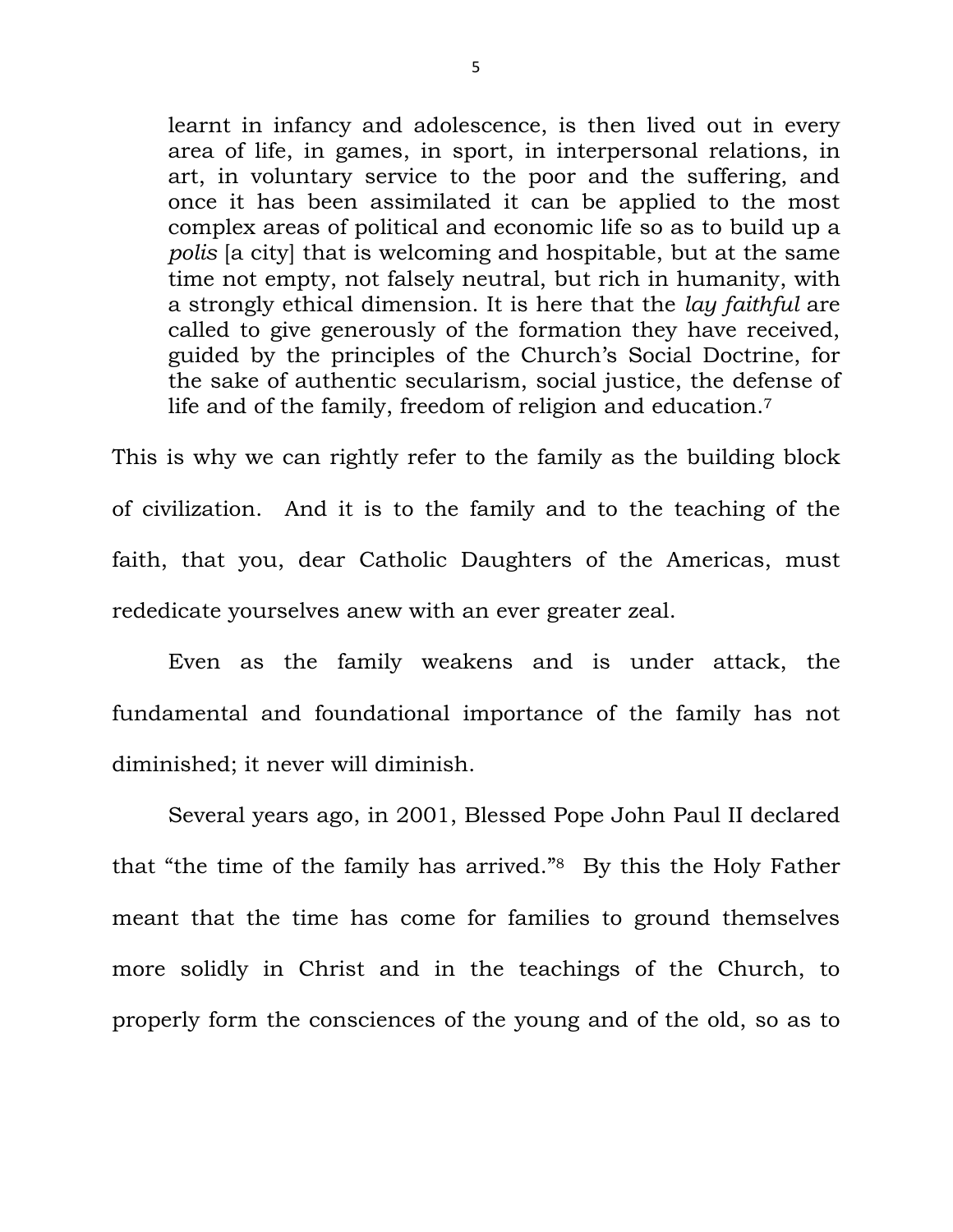> learnt in infancy and adolescence, is then lived out in every area of life, in games, in sport, in interpersonal relations, in art, in voluntary service to the poor and the suffering, and once it has been assimilated it can be applied to the most complex areas of political and economic life so as to build up a *polis* [a city] that is welcoming and hospitable, but at the same time not empty, not falsely neutral, but rich in humanity, with a strongly ethical dimension. It is here that the *lay faithful* are called to give generously of the formation they have received, guided by the principles of the Church's Social Doctrine, for the sake of authentic secularism, social justice, the defense of life and of the family, freedom of religion and education.[7]

This is why we can rightly refer to the family as the building block of civilization. And it is to the family and to the teaching of the faith, that you, dear Catholic Daughters of the Americas, must rededicate yourselves anew with an ever greater zeal.

Even as the family weakens and is under attack, the fundamental and foundational importance of the family has not diminished; it never will diminish.

Several years ago, in 2001, Blessed Pope John Paul II declared that "the time of the family has arrived."[8] By this the Holy Father meant that the time has come for families to ground themselves more solidly in Christ and in the teachings of the Church, to properly form the consciences of the young and of the old, so as to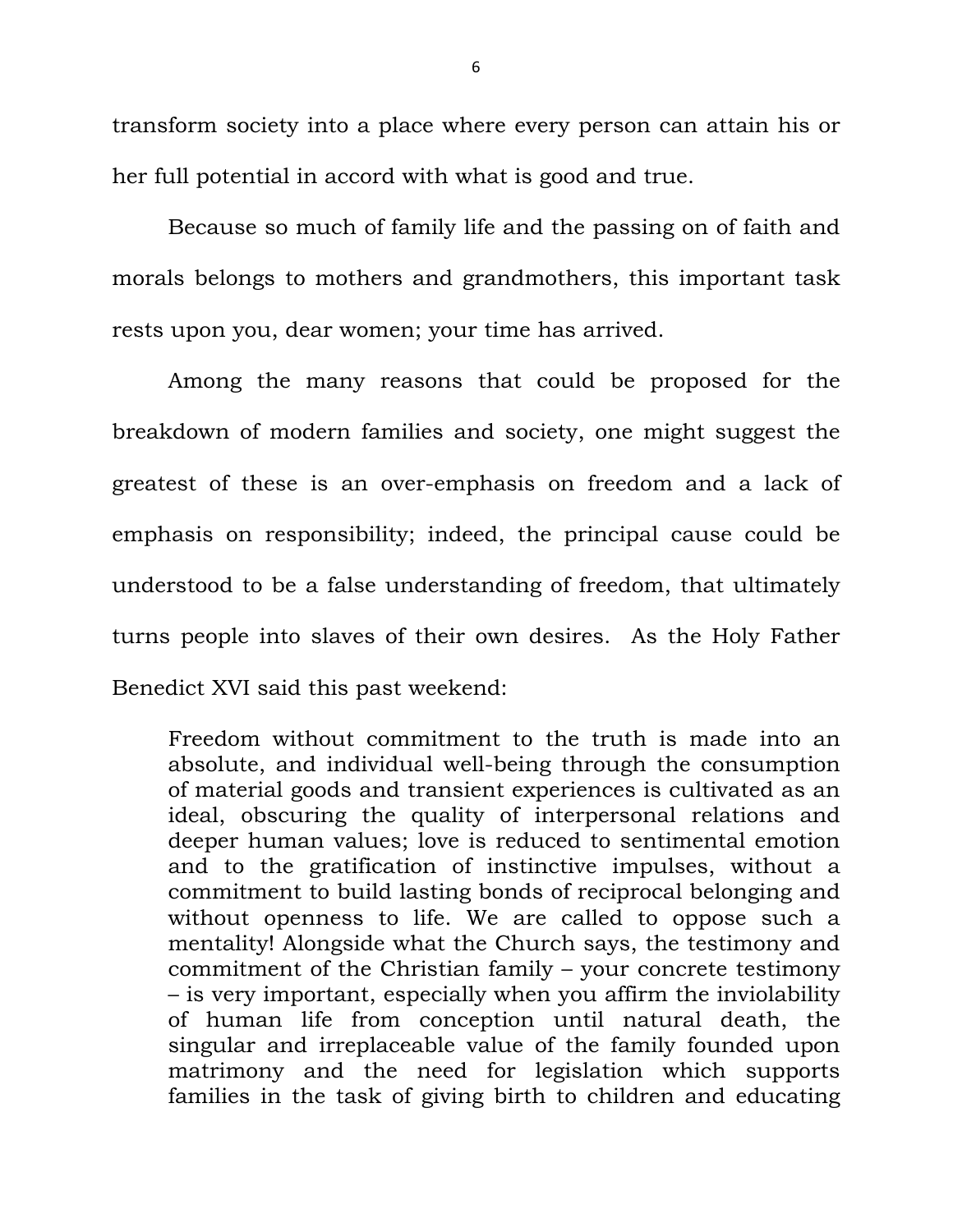transform society into a place where every person can attain his or her full potential in accord with what is good and true.

Because so much of family life and the passing on of faith and morals belongs to mothers and grandmothers, this important task rests upon you, dear women; your time has arrived.

Among the many reasons that could be proposed for the breakdown of modern families and society, one might suggest the greatest of these is an over-emphasis on freedom and a lack of emphasis on responsibility; indeed, the principal cause could be understood to be a false understanding of freedom, that ultimately turns people into slaves of their own desires. As the Holy Father Benedict XVI said this past weekend:

> Freedom without commitment to the truth is made into an absolute, and individual well-being through the consumption of material goods and transient experiences is cultivated as an ideal, obscuring the quality of interpersonal relations and deeper human values; love is reduced to sentimental emotion and to the gratification of instinctive impulses, without a commitment to build lasting bonds of reciprocal belonging and without openness to life. We are called to oppose such a mentality! Alongside what the Church says, the testimony and commitment of the Christian family – your concrete testimony – is very important, especially when you affirm the inviolability of human life from conception until natural death, the singular and irreplaceable value of the family founded upon matrimony and the need for legislation which supports families in the task of giving birth to children and educating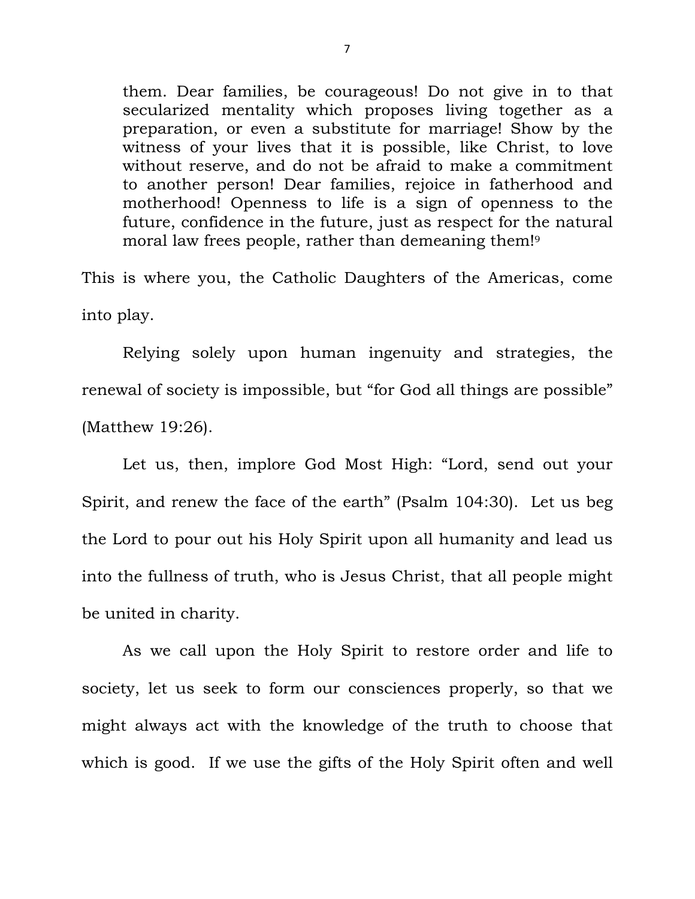> them. Dear families, be courageous! Do not give in to that secularized mentality which proposes living together as a preparation, or even a substitute for marriage! Show by the witness of your lives that it is possible, like Christ, to love without reserve, and do not be afraid to make a commitment to another person! Dear families, rejoice in fatherhood and motherhood! Openness to life is a sign of openness to the future, confidence in the future, just as respect for the natural moral law frees people, rather than demeaning them![9]

This is where you, the Catholic Daughters of the Americas, come into play.

Relying solely upon human ingenuity and strategies, the renewal of society is impossible, but "for God all things are possible" (Matthew 19:26).

Let us, then, implore God Most High: "Lord, send out your Spirit, and renew the face of the earth" (Psalm 104:30). Let us beg the Lord to pour out his Holy Spirit upon all humanity and lead us into the fullness of truth, who is Jesus Christ, that all people might be united in charity.

As we call upon the Holy Spirit to restore order and life to society, let us seek to form our consciences properly, so that we might always act with the knowledge of the truth to choose that which is good. If we use the gifts of the Holy Spirit often and well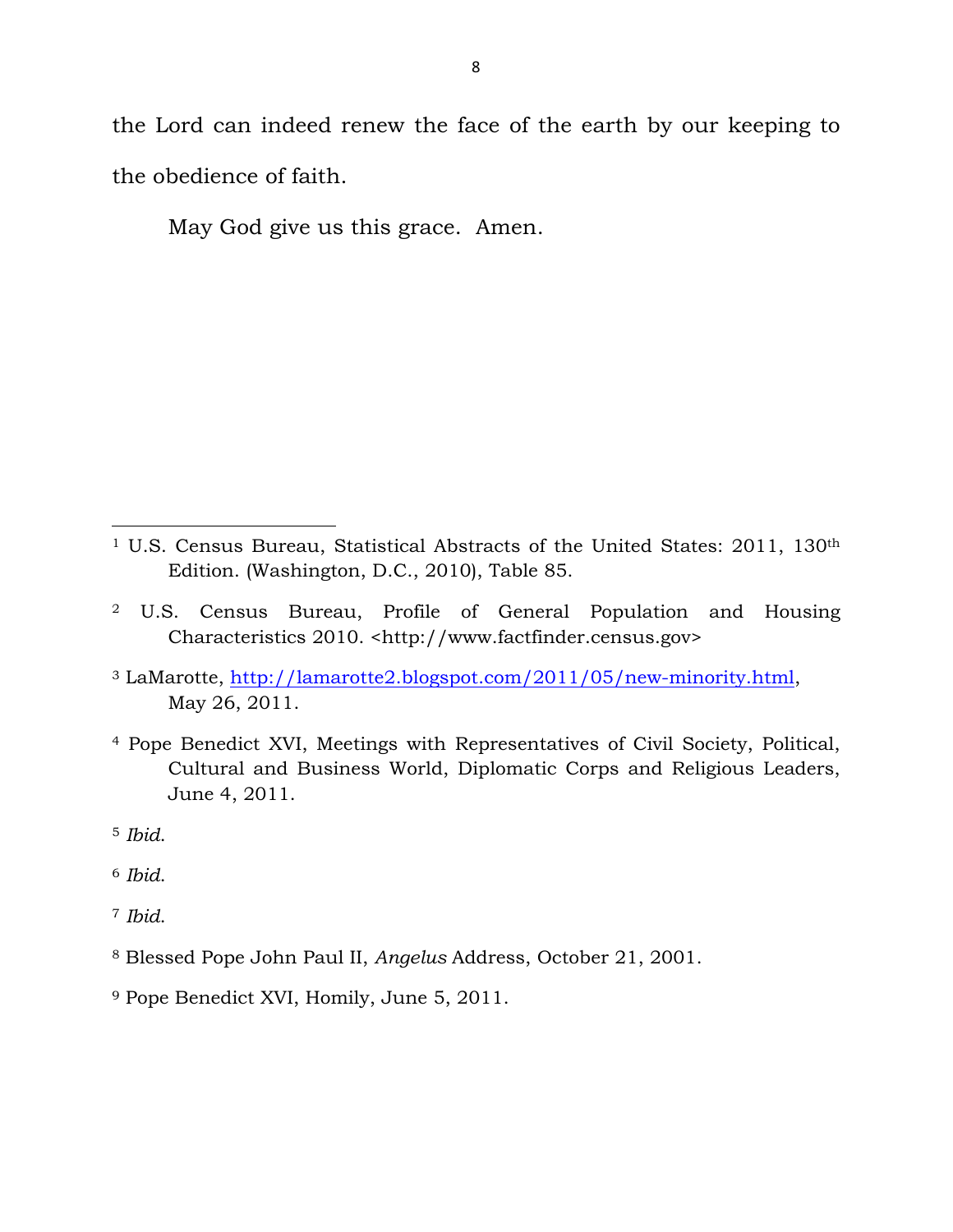the Lord can indeed renew the face of the earth by our keeping to the obedience of faith.

May God give us this grace.  Amen.

---

[1] U.S. Census Bureau, Statistical Abstracts of the United States: 2011, 130th Edition. (Washington, D.C., 2010), Table 85.

[2] U.S. Census Bureau, Profile of General Population and Housing Characteristics 2010. <http://www.factfinder.census.gov>

[3] LaMarotte, http://lamarotte2.blogspot.com/2011/05/new-minority.html, May 26, 2011.

[4] Pope Benedict XVI, Meetings with Representatives of Civil Society, Political, Cultural and Business World, Diplomatic Corps and Religious Leaders, June 4, 2011.

[5] *Ibid.*

[6] *Ibid.*

[7] *Ibid.*

[8] Blessed Pope John Paul II, *Angelus* Address, October 21, 2001.

[9] Pope Benedict XVI, Homily, June 5, 2011.